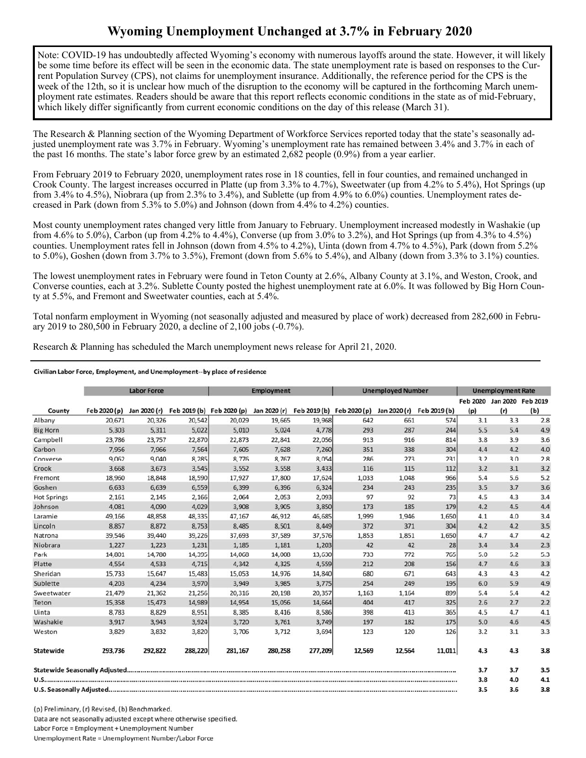# Wyoming Unemployment Unchanged at 3.7% in February 2020

> Note: COVID-19 has undoubtedly affected Wyoming's economy with numerous layoffs around the state. However, it will likely be some time before its effect will be seen in the economic data. The state unemployment rate is based on responses to the Current Population Survey (CPS), not claims for unemployment insurance. Additionally, the reference period for the CPS is the week of the 12th, so it is unclear how much of the disruption to the economy will be captured in the forthcoming March unemployment rate estimates. Readers should be aware that this report reflects economic conditions in the state as of mid-February, which likely differ significantly from current economic conditions on the day of this release (March 31).

The Research & Planning section of the Wyoming Department of Workforce Services reported today that the state's seasonally adjusted unemployment rate was 3.7% in February. Wyoming's unemployment rate has remained between 3.4% and 3.7% in each of the past 16 months. The state's labor force grew by an estimated 2,682 people (0.9%) from a year earlier.

From February 2019 to February 2020, unemployment rates rose in 18 counties, fell in four counties, and remained unchanged in Crook County. The largest increases occurred in Platte (up from 3.3% to 4.7%), Sweetwater (up from 4.2% to 5.4%), Hot Springs (up from 3.4% to 4.5%), Niobrara (up from 2.3% to 3.4%), and Sublette (up from 4.9% to 6.0%) counties. Unemployment rates decreased in Park (down from 5.3% to 5.0%) and Johnson (down from 4.4% to 4.2%) counties.

Most county unemployment rates changed very little from January to February. Unemployment increased modestly in Washakie (up from 4.6% to 5.0%), Carbon (up from 4.2% to 4.4%), Converse (up from 3.0% to 3.2%), and Hot Springs (up from 4.3% to 4.5%) counties. Unemployment rates fell in Johnson (down from 4.5% to 4.2%), Uinta (down from 4.7% to 4.5%), Park (down from 5.2% to 5.0%), Goshen (down from 3.7% to 3.5%), Fremont (down from 5.6% to 5.4%), and Albany (down from 3.3% to 3.1%) counties.

The lowest unemployment rates in February were found in Teton County at 2.6%, Albany County at 3.1%, and Weston, Crook, and Converse counties, each at 3.2%. Sublette County posted the highest unemployment rate at 6.0%. It was followed by Big Horn County at 5.5%, and Fremont and Sweetwater counties, each at 5.4%.

Total nonfarm employment in Wyoming (not seasonally adjusted and measured by place of work) decreased from 282,600 in February 2019 to 280,500 in February 2020, a decline of 2,100 jobs (-0.7%).

Research & Planning has scheduled the March unemployment news release for April 21, 2020.

**Civilian Labor Force, Employment, and Unemployment--by place of residence**

| | Labor Force | | | Employment | | | Unemployed Number | | | Unemployment Rate | | |
|---|---|---|---|---|---|---|---|---|---|---|---|---|
| County | Feb 2020 (p) | Jan 2020 (r) | Feb 2019 (b) | Feb 2020 (p) | Jan 2020 (r) | Feb 2019 (b) | Feb 2020 (p) | Jan 2020 (r) | Feb 2019 (b) | Feb 2020 (p) | Jan 2020 (r) | Feb 2019 (b) |
| Albany | 20,671 | 20,326 | 20,542 | 20,029 | 19,665 | 19,968 | 642 | 661 | 574 | 3.1 | 3.3 | 2.8 |
| Big Horn | 5,303 | 5,311 | 5,022 | 5,010 | 5,024 | 4,778 | 293 | 287 | 244 | 5.5 | 5.4 | 4.9 |
| Campbell | 23,786 | 23,757 | 22,870 | 22,873 | 22,841 | 22,056 | 913 | 916 | 814 | 3.8 | 3.9 | 3.6 |
| Carbon | 7,956 | 7,966 | 7,564 | 7,605 | 7,628 | 7,260 | 351 | 338 | 304 | 4.4 | 4.2 | 4.0 |
| Converse | 9,062 | 9,040 | 8,285 | 8,776 | 8,767 | 8,054 | 286 | 273 | 231 | 3.2 | 3.0 | 2.8 |
| Crook | 3,668 | 3,673 | 3,545 | 3,552 | 3,558 | 3,433 | 116 | 115 | 112 | 3.2 | 3.1 | 3.2 |
| Fremont | 18,960 | 18,848 | 18,590 | 17,927 | 17,800 | 17,624 | 1,033 | 1,048 | 966 | 5.4 | 5.6 | 5.2 |
| Goshen | 6,633 | 6,639 | 6,559 | 6,399 | 6,396 | 6,324 | 234 | 243 | 235 | 3.5 | 3.7 | 3.6 |
| Hot Springs | 2,161 | 2,145 | 2,166 | 2,064 | 2,053 | 2,093 | 97 | 92 | 73 | 4.5 | 4.3 | 3.4 |
| Johnson | 4,081 | 4,090 | 4,029 | 3,908 | 3,905 | 3,850 | 173 | 185 | 179 | 4.2 | 4.5 | 4.4 |
| Laramie | 49,166 | 48,858 | 48,335 | 47,167 | 46,912 | 46,685 | 1,999 | 1,946 | 1,650 | 4.1 | 4.0 | 3.4 |
| Lincoln | 8,857 | 8,872 | 8,753 | 8,485 | 8,501 | 8,449 | 372 | 371 | 304 | 4.2 | 4.2 | 3.5 |
| Natrona | 39,546 | 39,440 | 39,226 | 37,693 | 37,589 | 37,576 | 1,853 | 1,851 | 1,650 | 4.7 | 4.7 | 4.2 |
| Niobrara | 1,227 | 1,223 | 1,231 | 1,185 | 1,181 | 1,203 | 42 | 42 | 28 | 3.4 | 3.4 | 2.3 |
| Park | 14,801 | 14,780 | 14,395 | 14,068 | 14,008 | 13,630 | 733 | 772 | 765 | 5.0 | 5.2 | 5.3 |
| Platte | 4,554 | 4,533 | 4,715 | 4,342 | 4,325 | 4,559 | 212 | 208 | 156 | 4.7 | 4.6 | 3.3 |
| Sheridan | 15,733 | 15,647 | 15,483 | 15,053 | 14,976 | 14,840 | 680 | 671 | 643 | 4.3 | 4.3 | 4.2 |
| Sublette | 4,203 | 4,234 | 3,970 | 3,949 | 3,985 | 3,775 | 254 | 249 | 195 | 6.0 | 5.9 | 4.9 |
| Sweetwater | 21,479 | 21,362 | 21,256 | 20,316 | 20,198 | 20,357 | 1,163 | 1,164 | 899 | 5.4 | 5.4 | 4.2 |
| Teton | 15,358 | 15,473 | 14,989 | 14,954 | 15,056 | 14,664 | 404 | 417 | 325 | 2.6 | 2.7 | 2.2 |
| Uinta | 8,783 | 8,829 | 8,951 | 8,385 | 8,416 | 8,586 | 398 | 413 | 365 | 4.5 | 4.7 | 4.1 |
| Washakie | 3,917 | 3,943 | 3,924 | 3,720 | 3,761 | 3,749 | 197 | 182 | 175 | 5.0 | 4.6 | 4.5 |
| Weston | 3,829 | 3,832 | 3,820 | 3,706 | 3,712 | 3,694 | 123 | 120 | 126 | 3.2 | 3.1 | 3.3 |
| **Statewide** | **293,736** | **292,822** | **288,220** | **281,167** | **280,258** | **277,209** | **12,569** | **12,564** | **11,011** | **4.3** | **4.3** | **3.8** |
| **Statewide Seasonally Adjusted** | | | | | | | | | | **3.7** | **3.7** | **3.5** |
| **U.S.** | | | | | | | | | | **3.8** | **4.0** | **4.1** |
| **U.S. Seasonally Adjusted** | | | | | | | | | | **3.5** | **3.6** | **3.8** |

(p) Preliminary, (r) Revised, (b) Benchmarked.
Data are not seasonally adjusted except where otherwise specified.
Labor Force = Employment + Unemployment Number
Unemployment Rate = Unemployment Number/Labor Force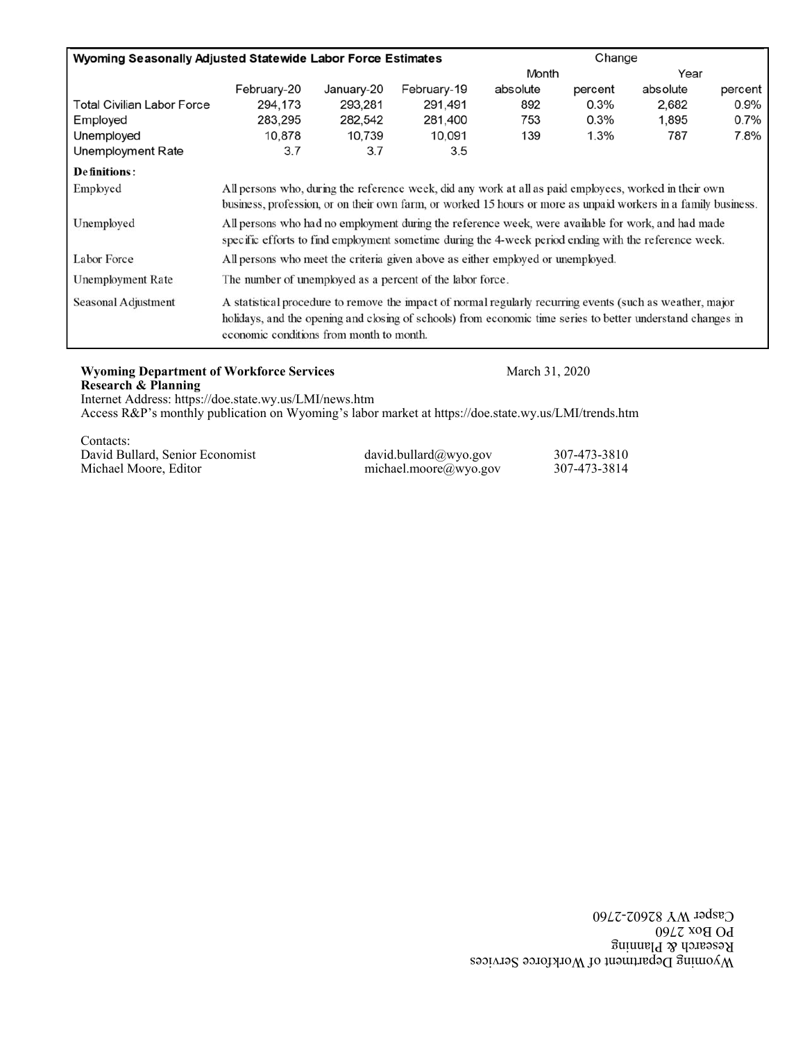| Wyoming Seasonally Adjusted Statewide Labor Force Estimates | | | | Change | | | |
|---|---|---|---|---|---|---|---|
| | | | | Month | | Year | |
| | February-20 | January-20 | February-19 | absolute | percent | absolute | percent |
| Total Civilian Labor Force | 294,173 | 293,281 | 291,491 | 892 | 0.3% | 2,682 | 0.9% |
| Employed | 283,295 | 282,542 | 281,400 | 753 | 0.3% | 1,895 | 0.7% |
| Unemployed | 10,878 | 10,739 | 10,091 | 139 | 1.3% | 787 | 7.8% |
| Unemployment Rate | 3.7 | 3.7 | 3.5 | | | | |

**Definitions:**

| | |
|---|---|
| Employed | All persons who, during the reference week, did any work at all as paid employees, worked in their own business, profession, or on their own farm, or worked 15 hours or more as unpaid workers in a family business. |
| Unemployed | All persons who had no employment during the reference week, were available for work, and had made specific efforts to find employment sometime during the 4-week period ending with the reference week. |
| Labor Force | All persons who meet the criteria given above as either employed or unemployed. |
| Unemployment Rate | The number of unemployed as a percent of the labor force. |
| Seasonal Adjustment | A statistical procedure to remove the impact of normal regularly recurring events (such as weather, major holidays, and the opening and closing of schools) from economic time series to better understand changes in economic conditions from month to month. |

**Wyoming Department of Workforce Services**
**Research & Planning**

March 31, 2020

Internet Address: https://doe.state.wy.us/LMI/news.htm
Access R&P's monthly publication on Wyoming's labor market at https://doe.state.wy.us/LMI/trends.htm

Contacts:

| | | |
|---|---|---|
| David Bullard, Senior Economist | david.bullard@wyo.gov | 307-473-3810 |
| Michael Moore, Editor | michael.moore@wyo.gov | 307-473-3814 |

Wyoming Department of Workforce Services
Research & Planning
PO Box 2760
Casper WY 82602-2760